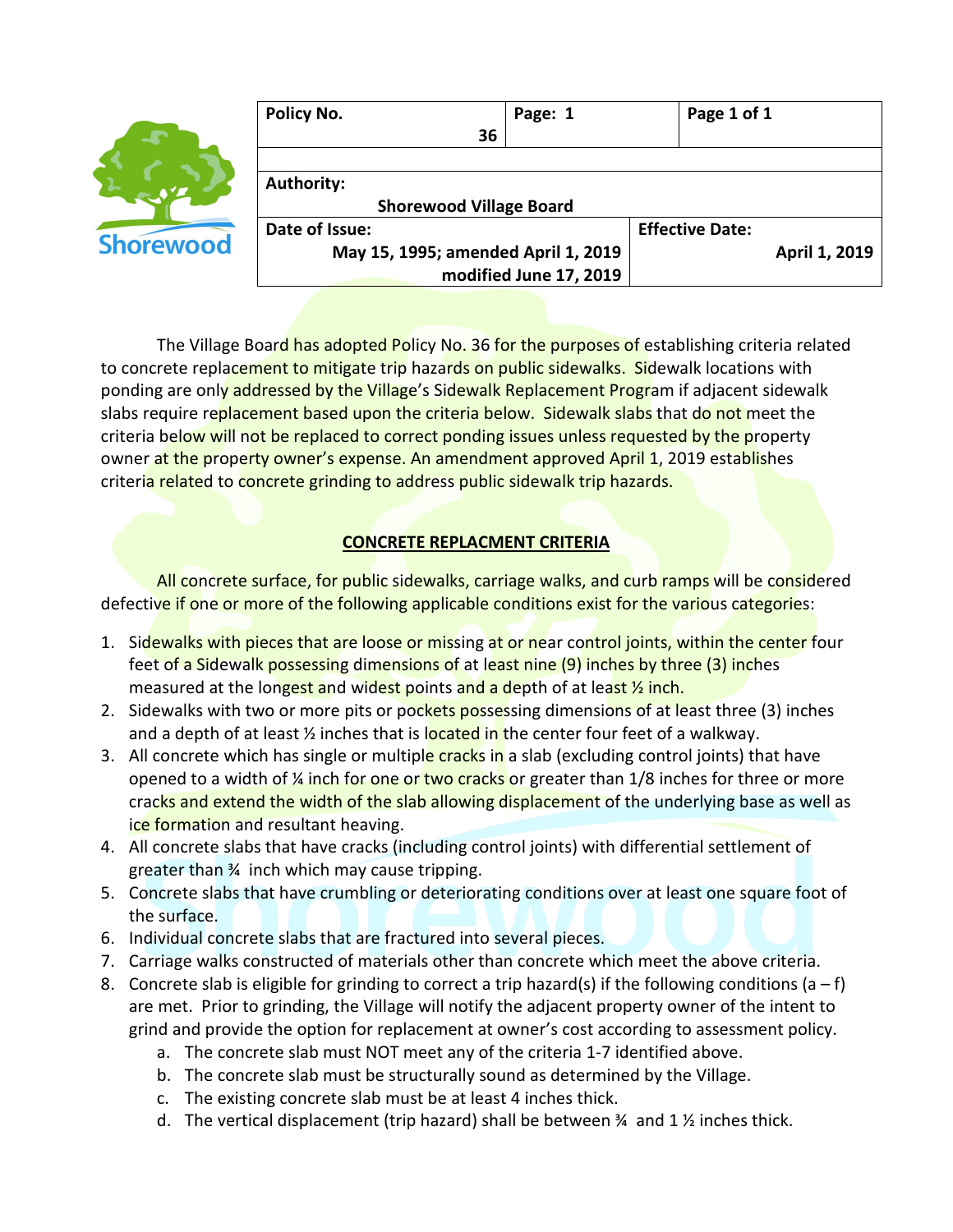| Policy No. 36 | Page: 1 | Page 1 of 1 |
|---|---|---|
| | | |
| Authority: Shorewood Village Board | | |
| Date of Issue: May 15, 1995; amended April 1, 2019 modified June 17, 2019 | | Effective Date: April 1, 2019 |

The Village Board has adopted Policy No. 36 for the purposes of establishing criteria related to concrete replacement to mitigate trip hazards on public sidewalks. Sidewalk locations with ponding are only addressed by the Village's Sidewalk Replacement Program if adjacent sidewalk slabs require replacement based upon the criteria below. Sidewalk slabs that do not meet the criteria below will not be replaced to correct ponding issues unless requested by the property owner at the property owner's expense. An amendment approved April 1, 2019 establishes criteria related to concrete grinding to address public sidewalk trip hazards.

## CONCRETE REPLACMENT CRITERIA

All concrete surface, for public sidewalks, carriage walks, and curb ramps will be considered defective if one or more of the following applicable conditions exist for the various categories:

1. Sidewalks with pieces that are loose or missing at or near control joints, within the center four feet of a Sidewalk possessing dimensions of at least nine (9) inches by three (3) inches measured at the longest and widest points and a depth of at least ½ inch.
2. Sidewalks with two or more pits or pockets possessing dimensions of at least three (3) inches and a depth of at least ½ inches that is located in the center four feet of a walkway.
3. All concrete which has single or multiple cracks in a slab (excluding control joints) that have opened to a width of ¼ inch for one or two cracks or greater than 1/8 inches for three or more cracks and extend the width of the slab allowing displacement of the underlying base as well as ice formation and resultant heaving.
4. All concrete slabs that have cracks (including control joints) with differential settlement of greater than ¾ inch which may cause tripping.
5. Concrete slabs that have crumbling or deteriorating conditions over at least one square foot of the surface.
6. Individual concrete slabs that are fractured into several pieces.
7. Carriage walks constructed of materials other than concrete which meet the above criteria.
8. Concrete slab is eligible for grinding to correct a trip hazard(s) if the following conditions (a – f) are met. Prior to grinding, the Village will notify the adjacent property owner of the intent to grind and provide the option for replacement at owner's cost according to assessment policy.
   a. The concrete slab must NOT meet any of the criteria 1-7 identified above.
   b. The concrete slab must be structurally sound as determined by the Village.
   c. The existing concrete slab must be at least 4 inches thick.
   d. The vertical displacement (trip hazard) shall be between ¾ and 1 ½ inches thick.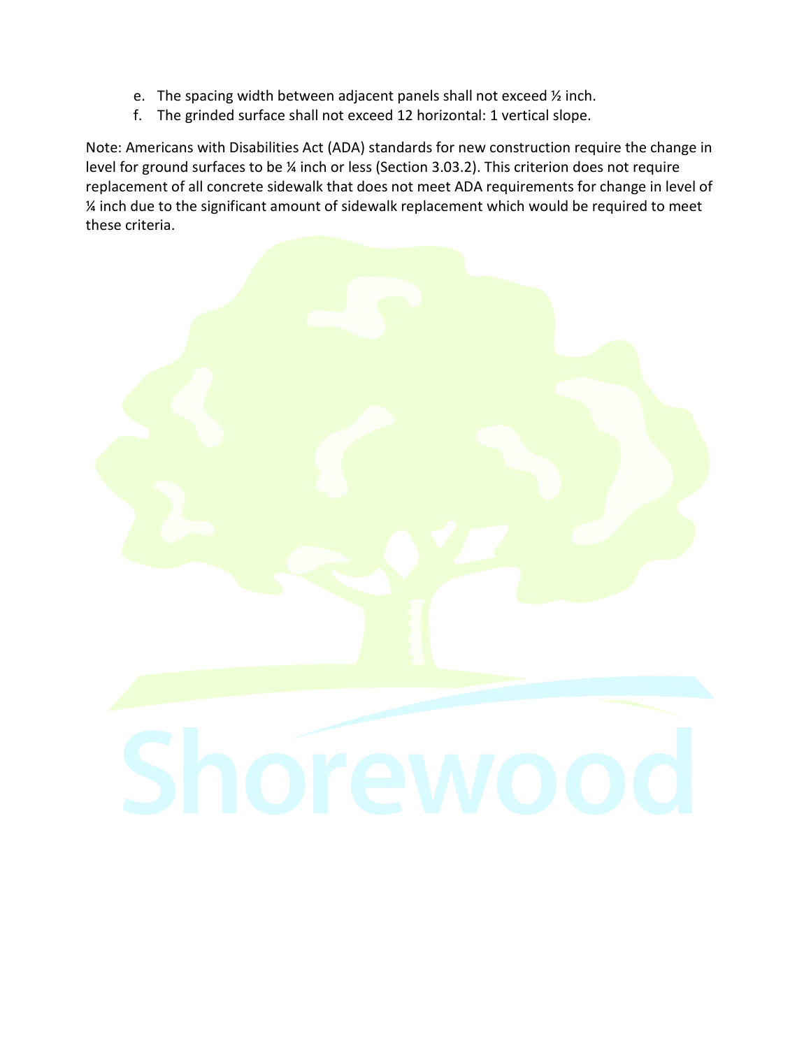e. The spacing width between adjacent panels shall not exceed ½ inch.
f. The grinded surface shall not exceed 12 horizontal: 1 vertical slope.

Note: Americans with Disabilities Act (ADA) standards for new construction require the change in level for ground surfaces to be ¼ inch or less (Section 3.03.2). This criterion does not require replacement of all concrete sidewalk that does not meet ADA requirements for change in level of ¼ inch due to the significant amount of sidewalk replacement which would be required to meet these criteria.